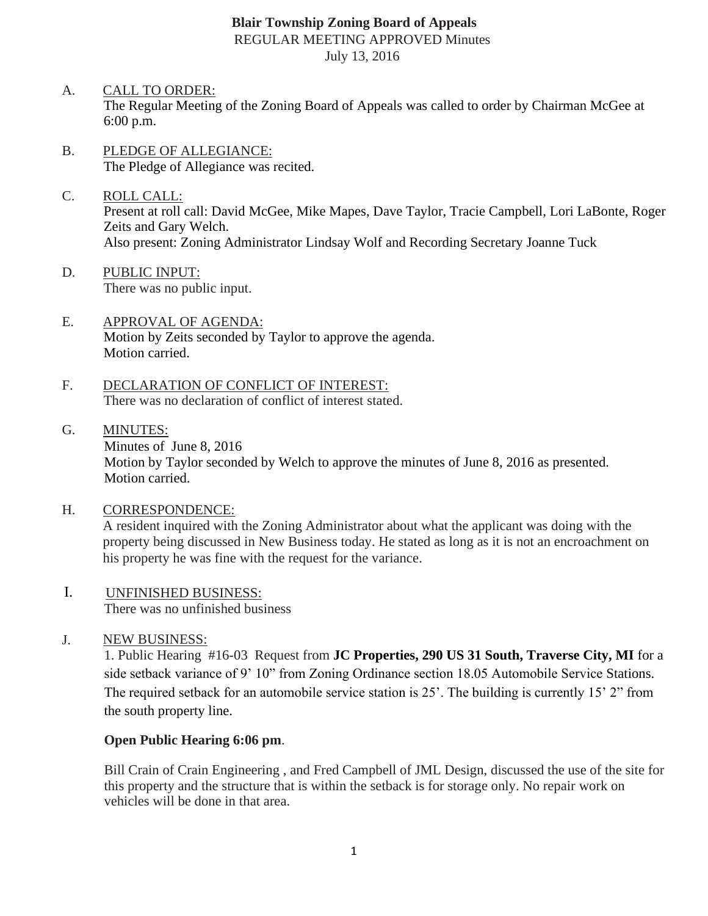# Blair Township Zoning Board of Appeals

REGULAR MEETING APPROVED Minutes
July 13, 2016

A. CALL TO ORDER:
The Regular Meeting of the Zoning Board of Appeals was called to order by Chairman McGee at 6:00 p.m.

B. PLEDGE OF ALLEGIANCE:
The Pledge of Allegiance was recited.

C. ROLL CALL:
Present at roll call: David McGee, Mike Mapes, Dave Taylor, Tracie Campbell, Lori LaBonte, Roger Zeits and Gary Welch.
Also present: Zoning Administrator Lindsay Wolf and Recording Secretary Joanne Tuck

D. PUBLIC INPUT:
There was no public input.

E. APPROVAL OF AGENDA:
Motion by Zeits seconded by Taylor to approve the agenda.
Motion carried.

F. DECLARATION OF CONFLICT OF INTEREST:
There was no declaration of conflict of interest stated.

G. MINUTES:
Minutes of June 8, 2016
Motion by Taylor seconded by Welch to approve the minutes of June 8, 2016 as presented.
Motion carried.

H. CORRESPONDENCE:
A resident inquired with the Zoning Administrator about what the applicant was doing with the property being discussed in New Business today. He stated as long as it is not an encroachment on his property he was fine with the request for the variance.

I. UNFINISHED BUSINESS:
There was no unfinished business

J. NEW BUSINESS:
1. Public Hearing #16-03 Request from **JC Properties, 290 US 31 South, Traverse City, MI** for a side setback variance of 9' 10" from Zoning Ordinance section 18.05 Automobile Service Stations. The required setback for an automobile service station is 25'. The building is currently 15' 2" from the south property line.

**Open Public Hearing 6:06 pm**.

Bill Crain of Crain Engineering , and Fred Campbell of JML Design, discussed the use of the site for this property and the structure that is within the setback is for storage only. No repair work on vehicles will be done in that area.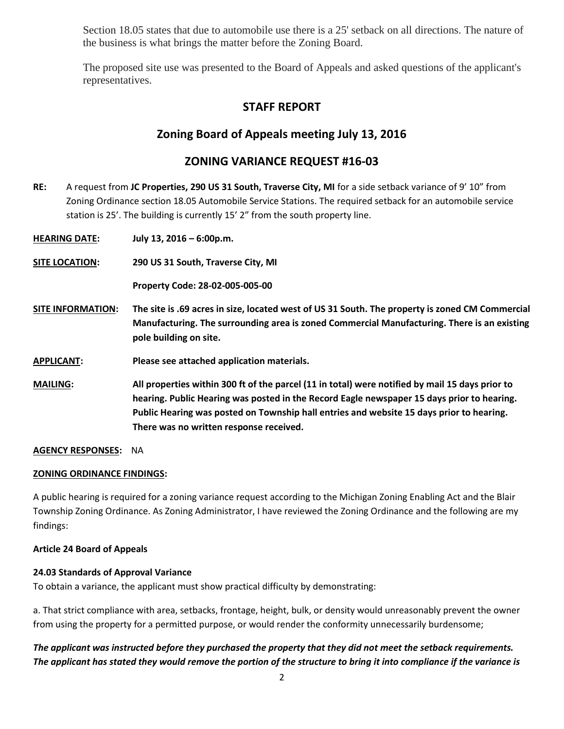Section 18.05 states that due to automobile use there is a 25' setback on all directions. The nature of the business is what brings the matter before the Zoning Board.

The proposed site use was presented to the Board of Appeals and asked questions of the applicant's representatives.

## STAFF REPORT

## Zoning Board of Appeals meeting July 13, 2016

## ZONING VARIANCE REQUEST #16-03

**RE:** A request from **JC Properties, 290 US 31 South, Traverse City, MI** for a side setback variance of 9' 10" from Zoning Ordinance section 18.05 Automobile Service Stations. The required setback for an automobile service station is 25'. The building is currently 15' 2" from the south property line.

**HEARING DATE:** **July 13, 2016 – 6:00p.m.**

**SITE LOCATION:** **290 US 31 South, Traverse City, MI**

**Property Code: 28-02-005-005-00**

**SITE INFORMATION:** **The site is .69 acres in size, located west of US 31 South. The property is zoned CM Commercial Manufacturing. The surrounding area is zoned Commercial Manufacturing. There is an existing pole building on site.**

**APPLICANT:** **Please see attached application materials.**

**MAILING:** **All properties within 300 ft of the parcel (11 in total) were notified by mail 15 days prior to hearing. Public Hearing was posted in the Record Eagle newspaper 15 days prior to hearing. Public Hearing was posted on Township hall entries and website 15 days prior to hearing. There was no written response received.**

**AGENCY RESPONSES:** NA

**ZONING ORDINANCE FINDINGS:**

A public hearing is required for a zoning variance request according to the Michigan Zoning Enabling Act and the Blair Township Zoning Ordinance. As Zoning Administrator, I have reviewed the Zoning Ordinance and the following are my findings:

**Article 24 Board of Appeals**

**24.03 Standards of Approval Variance**

To obtain a variance, the applicant must show practical difficulty by demonstrating:

a. That strict compliance with area, setbacks, frontage, height, bulk, or density would unreasonably prevent the owner from using the property for a permitted purpose, or would render the conformity unnecessarily burdensome;

***The applicant was instructed before they purchased the property that they did not meet the setback requirements. The applicant has stated they would remove the portion of the structure to bring it into compliance if the variance is***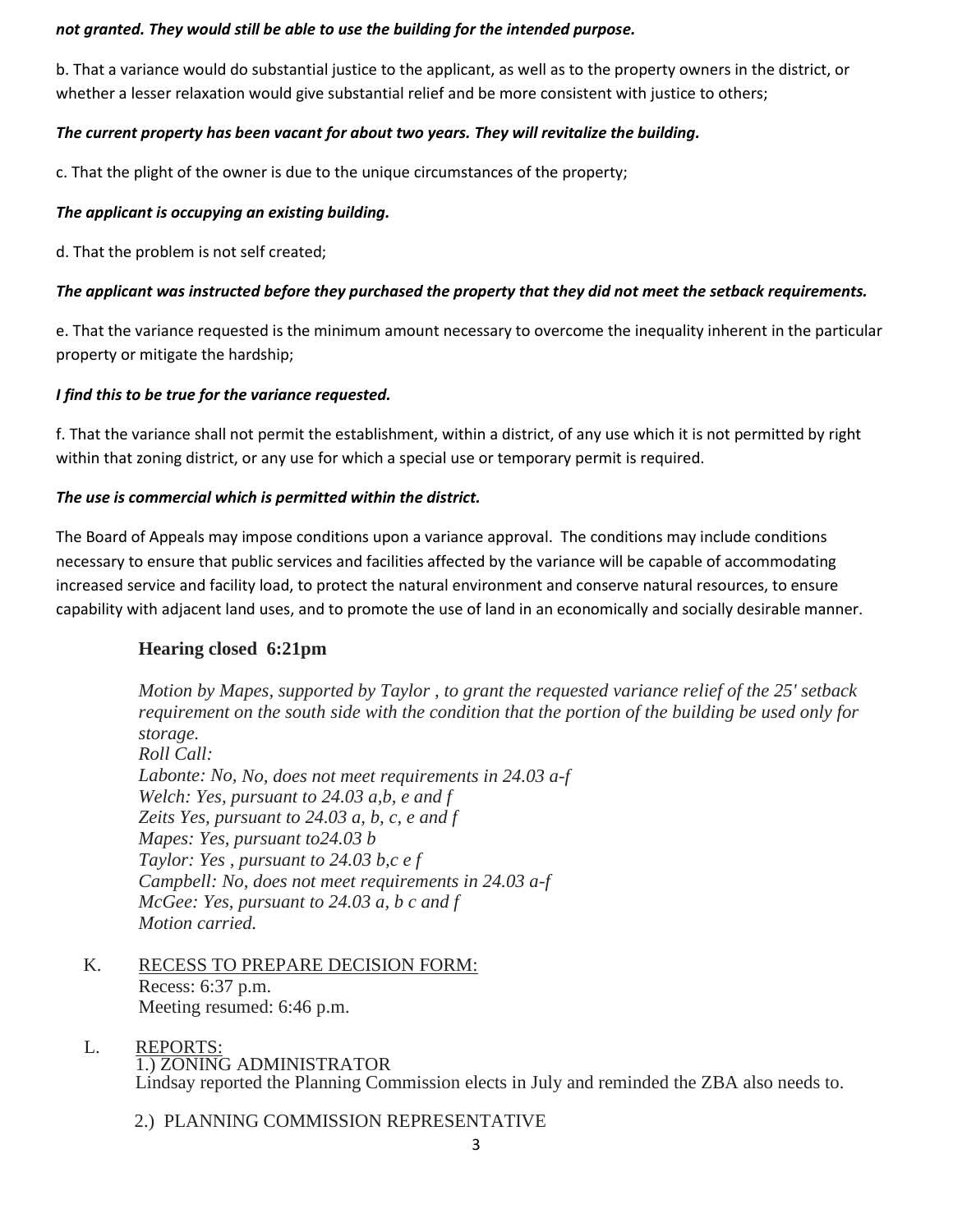***not granted. They would still be able to use the building for the intended purpose.***

b. That a variance would do substantial justice to the applicant, as well as to the property owners in the district, or whether a lesser relaxation would give substantial relief and be more consistent with justice to others;

***The current property has been vacant for about two years. They will revitalize the building.***

c. That the plight of the owner is due to the unique circumstances of the property;

***The applicant is occupying an existing building.***

d. That the problem is not self created;

***The applicant was instructed before they purchased the property that they did not meet the setback requirements.***

e. That the variance requested is the minimum amount necessary to overcome the inequality inherent in the particular property or mitigate the hardship;

***I find this to be true for the variance requested.***

f. That the variance shall not permit the establishment, within a district, of any use which it is not permitted by right within that zoning district, or any use for which a special use or temporary permit is required.

***The use is commercial which is permitted within the district.***

The Board of Appeals may impose conditions upon a variance approval. The conditions may include conditions necessary to ensure that public services and facilities affected by the variance will be capable of accommodating increased service and facility load, to protect the natural environment and conserve natural resources, to ensure capability with adjacent land uses, and to promote the use of land in an economically and socially desirable manner.

**Hearing closed 6:21pm**

*Motion by Mapes, supported by Taylor , to grant the requested variance relief of the 25' setback requirement on the south side with the condition that the portion of the building be used only for storage.*
*Roll Call:*
*Labonte: No, No, does not meet requirements in 24.03 a-f*
*Welch: Yes, pursuant to 24.03 a,b, e and f*
*Zeits Yes, pursuant to 24.03 a, b, c, e and f*
*Mapes: Yes, pursuant to24.03 b*
*Taylor: Yes , pursuant to 24.03 b,c e f*
*Campbell: No, does not meet requirements in 24.03 a-f*
*McGee: Yes, pursuant to 24.03 a, b c and f*
*Motion carried.*

K. RECESS TO PREPARE DECISION FORM:
Recess: 6:37 p.m.
Meeting resumed: 6:46 p.m.

L. REPORTS:
1.) ZONING ADMINISTRATOR
Lindsay reported the Planning Commission elects in July and reminded the ZBA also needs to.

2.) PLANNING COMMISSION REPRESENTATIVE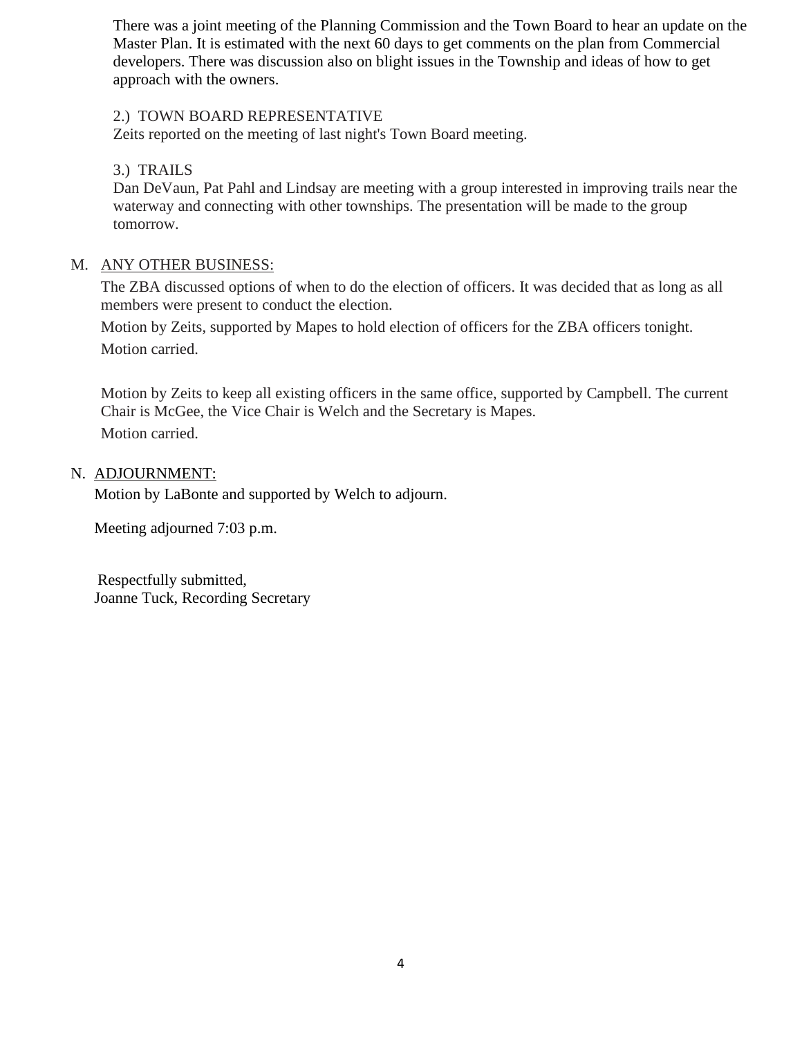There was a joint meeting of the Planning Commission and the Town Board to hear an update on the Master Plan. It is estimated with the next 60 days to get comments on the plan from Commercial developers. There was discussion also on blight issues in the Township and ideas of how to get approach with the owners.

2.) TOWN BOARD REPRESENTATIVE
Zeits reported on the meeting of last night's Town Board meeting.

3.) TRAILS
Dan DeVaun, Pat Pahl and Lindsay are meeting with a group interested in improving trails near the waterway and connecting with other townships. The presentation will be made to the group tomorrow.

M. ANY OTHER BUSINESS:

The ZBA discussed options of when to do the election of officers. It was decided that as long as all members were present to conduct the election.

Motion by Zeits, supported by Mapes to hold election of officers for the ZBA officers tonight.
Motion carried.

Motion by Zeits to keep all existing officers in the same office, supported by Campbell. The current Chair is McGee, the Vice Chair is Welch and the Secretary is Mapes.
Motion carried.

N. ADJOURNMENT:

Motion by LaBonte and supported by Welch to adjourn.

Meeting adjourned 7:03 p.m.

Respectfully submitted,
Joanne Tuck, Recording Secretary